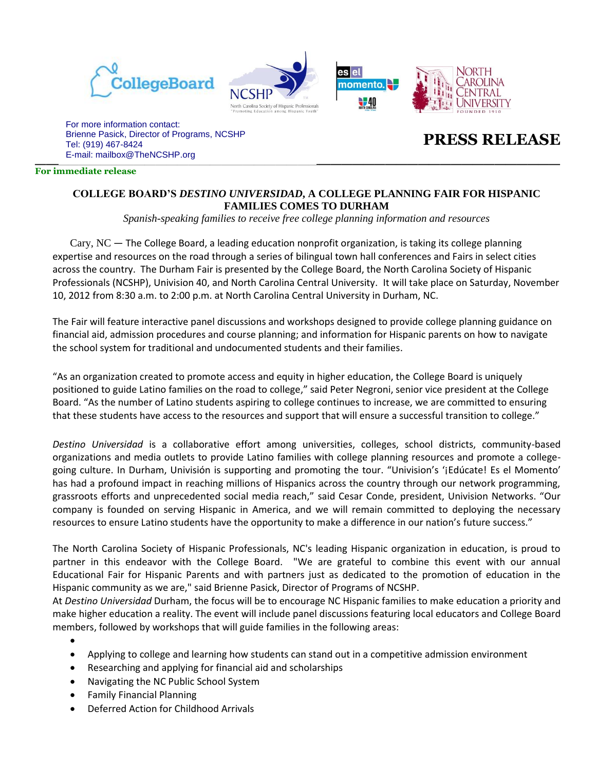For more information contact:
Brienne Pasick, Director of Programs, NCSHP
Tel: (919) 467-8424
E-mail: mailbox@TheNCSHP.org

# PRESS RELEASE

**For immediate release**

## COLLEGE BOARD'S *DESTINO UNIVERSIDAD*, A COLLEGE PLANNING FAIR FOR HISPANIC FAMILIES COMES TO DURHAM

*Spanish-speaking families to receive free college planning information and resources*

Cary, NC — The College Board, a leading education nonprofit organization, is taking its college planning expertise and resources on the road through a series of bilingual town hall conferences and Fairs in select cities across the country. The Durham Fair is presented by the College Board, the North Carolina Society of Hispanic Professionals (NCSHP), Univision 40, and North Carolina Central University. It will take place on Saturday, November 10, 2012 from 8:30 a.m. to 2:00 p.m. at North Carolina Central University in Durham, NC.

The Fair will feature interactive panel discussions and workshops designed to provide college planning guidance on financial aid, admission procedures and course planning; and information for Hispanic parents on how to navigate the school system for traditional and undocumented students and their families.

"As an organization created to promote access and equity in higher education, the College Board is uniquely positioned to guide Latino families on the road to college," said Peter Negroni, senior vice president at the College Board. "As the number of Latino students aspiring to college continues to increase, we are committed to ensuring that these students have access to the resources and support that will ensure a successful transition to college."

*Destino Universidad* is a collaborative effort among universities, colleges, school districts, community-based organizations and media outlets to provide Latino families with college planning resources and promote a college-going culture. In Durham, Univisión is supporting and promoting the tour. "Univision's '¡Edúcate! Es el Momento' has had a profound impact in reaching millions of Hispanics across the country through our network programming, grassroots efforts and unprecedented social media reach," said Cesar Conde, president, Univision Networks. "Our company is founded on serving Hispanic in America, and we will remain committed to deploying the necessary resources to ensure Latino students have the opportunity to make a difference in our nation's future success."

The North Carolina Society of Hispanic Professionals, NC's leading Hispanic organization in education, is proud to partner in this endeavor with the College Board. "We are grateful to combine this event with our annual Educational Fair for Hispanic Parents and with partners just as dedicated to the promotion of education in the Hispanic community as we are," said Brienne Pasick, Director of Programs of NCSHP.

At *Destino Universidad* Durham, the focus will be to encourage NC Hispanic families to make education a priority and make higher education a reality. The event will include panel discussions featuring local educators and College Board members, followed by workshops that will guide families in the following areas:

- Applying to college and learning how students can stand out in a competitive admission environment
- Researching and applying for financial aid and scholarships
- Navigating the NC Public School System
- Family Financial Planning
- Deferred Action for Childhood Arrivals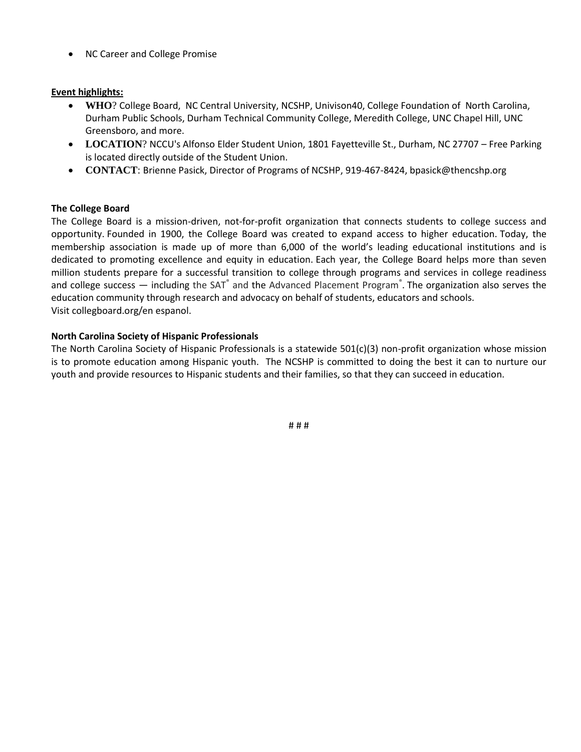- NC Career and College Promise

**Event highlights:**

- **WHO**? College Board, NC Central University, NCSHP, Univison40, College Foundation of North Carolina, Durham Public Schools, Durham Technical Community College, Meredith College, UNC Chapel Hill, UNC Greensboro, and more.
- **LOCATION**? NCCU's Alfonso Elder Student Union, 1801 Fayetteville St., Durham, NC 27707 – Free Parking is located directly outside of the Student Union.
- **CONTACT**: Brienne Pasick, Director of Programs of NCSHP, 919-467-8424, bpasick@thencshp.org

**The College Board**

The College Board is a mission-driven, not-for-profit organization that connects students to college success and opportunity. Founded in 1900, the College Board was created to expand access to higher education. Today, the membership association is made up of more than 6,000 of the world's leading educational institutions and is dedicated to promoting excellence and equity in education. Each year, the College Board helps more than seven million students prepare for a successful transition to college through programs and services in college readiness and college success — including the SAT® and the Advanced Placement Program®. The organization also serves the education community through research and advocacy on behalf of students, educators and schools.
Visit collegboard.org/en espanol.

**North Carolina Society of Hispanic Professionals**

The North Carolina Society of Hispanic Professionals is a statewide 501(c)(3) non-profit organization whose mission is to promote education among Hispanic youth. The NCSHP is committed to doing the best it can to nurture our youth and provide resources to Hispanic students and their families, so that they can succeed in education.

# # #